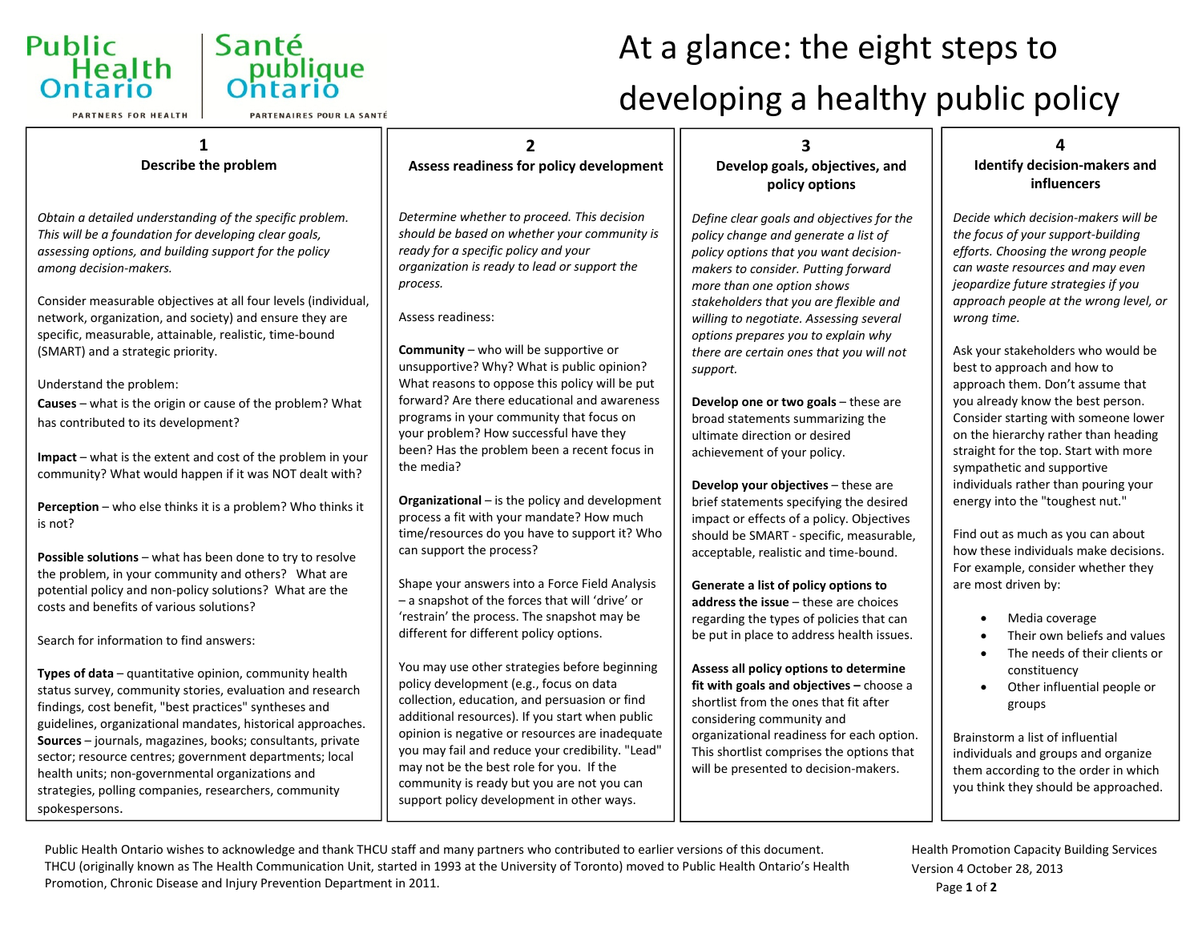Public Health Ontario | Santé publique Ontario

PARTNERS FOR HEALTH | PARTENAIRES POUR LA SANTÉ

# At a glance: the eight steps to developing a healthy public policy

## 1 Describe the problem

*Obtain a detailed understanding of the specific problem. This will be a foundation for developing clear goals, assessing options, and building support for the policy among decision-makers.*

Consider measurable objectives at all four levels (individual, network, organization, and society) and ensure they are specific, measurable, attainable, realistic, time-bound (SMART) and a strategic priority.

Understand the problem:

**Causes** – what is the origin or cause of the problem? What has contributed to its development?

**Impact** – what is the extent and cost of the problem in your community? What would happen if it was NOT dealt with?

**Perception** – who else thinks it is a problem? Who thinks it is not?

**Possible solutions** – what has been done to try to resolve the problem, in your community and others? What are potential policy and non-policy solutions? What are the costs and benefits of various solutions?

Search for information to find answers:

**Types of data** – quantitative opinion, community health status survey, community stories, evaluation and research findings, cost benefit, "best practices" syntheses and guidelines, organizational mandates, historical approaches.

**Sources** – journals, magazines, books; consultants, private sector; resource centres; government departments; local health units; non-governmental organizations and strategies, polling companies, researchers, community spokespersons.

## 2 Assess readiness for policy development

*Determine whether to proceed. This decision should be based on whether your community is ready for a specific policy and your organization is ready to lead or support the process.*

Assess readiness:

**Community** – who will be supportive or unsupportive? Why? What is public opinion? What reasons to oppose this policy will be put forward? Are there educational and awareness programs in your community that focus on your problem? How successful have they been? Has the problem been a recent focus in the media?

**Organizational** – is the policy and development process a fit with your mandate? How much time/resources do you have to support it? Who can support the process?

Shape your answers into a Force Field Analysis – a snapshot of the forces that will 'drive' or 'restrain' the process. The snapshot may be different for different policy options.

You may use other strategies before beginning policy development (e.g., focus on data collection, education, and persuasion or find additional resources). If you start when public opinion is negative or resources are inadequate you may fail and reduce your credibility. "Lead" may not be the best role for you. If the community is ready but you are not you can support policy development in other ways.

## 3 Develop goals, objectives, and policy options

*Define clear goals and objectives for the policy change and generate a list of policy options that you want decision-makers to consider. Putting forward more than one option shows stakeholders that you are flexible and willing to negotiate. Assessing several options prepares you to explain why there are certain ones that you will not support.*

**Develop one or two goals** – these are broad statements summarizing the ultimate direction or desired achievement of your policy.

**Develop your objectives** – these are brief statements specifying the desired impact or effects of a policy. Objectives should be SMART - specific, measurable, acceptable, realistic and time-bound.

**Generate a list of policy options to address the issue** – these are choices regarding the types of policies that can be put in place to address health issues.

**Assess all policy options to determine fit with goals and objectives –** choose a shortlist from the ones that fit after considering community and organizational readiness for each option. This shortlist comprises the options that will be presented to decision-makers.

## 4 Identify decision-makers and influencers

*Decide which decision-makers will be the focus of your support-building efforts. Choosing the wrong people can waste resources and may even jeopardize future strategies if you approach people at the wrong level, or wrong time.*

Ask your stakeholders who would be best to approach and how to approach them. Don't assume that you already know the best person. Consider starting with someone lower on the hierarchy rather than heading straight for the top. Start with more sympathetic and supportive individuals rather than pouring your energy into the "toughest nut."

Find out as much as you can about how these individuals make decisions. For example, consider whether they are most driven by:

- Media coverage
- Their own beliefs and values
- The needs of their clients or constituency
- Other influential people or groups

Brainstorm a list of influential individuals and groups and organize them according to the order in which you think they should be approached.

---

Public Health Ontario wishes to acknowledge and thank THCU staff and many partners who contributed to earlier versions of this document. THCU (originally known as The Health Communication Unit, started in 1993 at the University of Toronto) moved to Public Health Ontario's Health Promotion, Chronic Disease and Injury Prevention Department in 2011.

Health Promotion Capacity Building Services
Version 4 October 28, 2013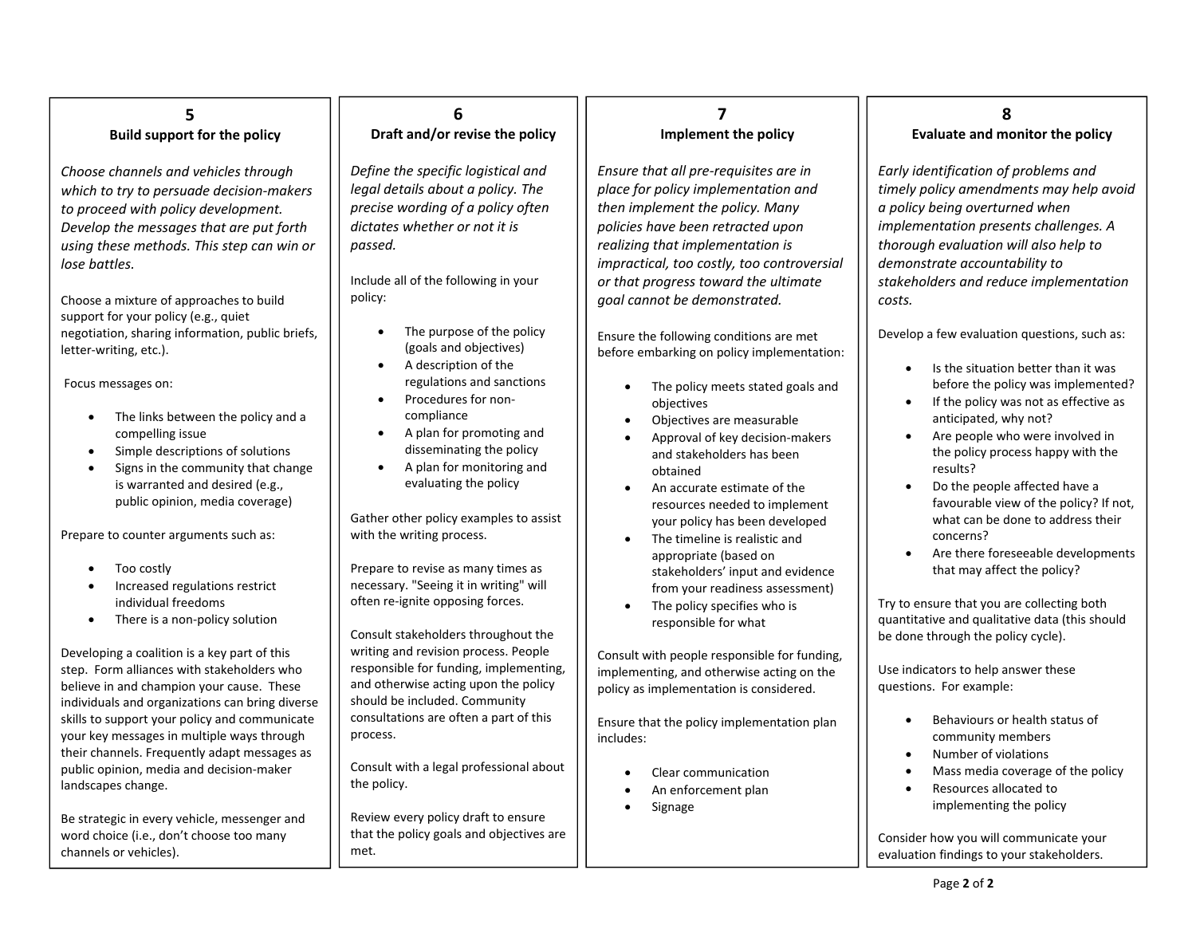## 5
### Build support for the policy

*Choose channels and vehicles through which to try to persuade decision-makers to proceed with policy development. Develop the messages that are put forth using these methods. This step can win or lose battles.*

Choose a mixture of approaches to build support for your policy (e.g., quiet negotiation, sharing information, public briefs, letter-writing, etc.).

Focus messages on:

- The links between the policy and a compelling issue
- Simple descriptions of solutions
- Signs in the community that change is warranted and desired (e.g., public opinion, media coverage)

Prepare to counter arguments such as:

- Too costly
- Increased regulations restrict individual freedoms
- There is a non-policy solution

Developing a coalition is a key part of this step. Form alliances with stakeholders who believe in and champion your cause. These individuals and organizations can bring diverse skills to support your policy and communicate your key messages in multiple ways through their channels. Frequently adapt messages as public opinion, media and decision-maker landscapes change.

Be strategic in every vehicle, messenger and word choice (i.e., don't choose too many channels or vehicles).

## 6
### Draft and/or revise the policy

*Define the specific logistical and legal details about a policy. The precise wording of a policy often dictates whether or not it is passed.*

Include all of the following in your policy:

- The purpose of the policy (goals and objectives)
- A description of the regulations and sanctions
- Procedures for non-compliance
- A plan for promoting and disseminating the policy
- A plan for monitoring and evaluating the policy

Gather other policy examples to assist with the writing process.

Prepare to revise as many times as necessary. "Seeing it in writing" will often re-ignite opposing forces.

Consult stakeholders throughout the writing and revision process. People responsible for funding, implementing, and otherwise acting upon the policy should be included. Community consultations are often a part of this process.

Consult with a legal professional about the policy.

Review every policy draft to ensure that the policy goals and objectives are met.

## 7
### Implement the policy

*Ensure that all pre-requisites are in place for policy implementation and then implement the policy. Many policies have been retracted upon realizing that implementation is impractical, too costly, too controversial or that progress toward the ultimate goal cannot be demonstrated.*

Ensure the following conditions are met before embarking on policy implementation:

- The policy meets stated goals and objectives
- Objectives are measurable
- Approval of key decision-makers and stakeholders has been obtained
- An accurate estimate of the resources needed to implement your policy has been developed
- The timeline is realistic and appropriate (based on stakeholders' input and evidence from your readiness assessment)
- The policy specifies who is responsible for what

Consult with people responsible for funding, implementing, and otherwise acting on the policy as implementation is considered.

Ensure that the policy implementation plan includes:

- Clear communication
- An enforcement plan
- Signage

## 8
### Evaluate and monitor the policy

*Early identification of problems and timely policy amendments may help avoid a policy being overturned when implementation presents challenges. A thorough evaluation will also help to demonstrate accountability to stakeholders and reduce implementation costs.*

Develop a few evaluation questions, such as:

- Is the situation better than it was before the policy was implemented?
- If the policy was not as effective as anticipated, why not?
- Are people who were involved in the policy process happy with the results?
- Do the people affected have a favourable view of the policy? If not, what can be done to address their concerns?
- Are there foreseeable developments that may affect the policy?

Try to ensure that you are collecting both quantitative and qualitative data (this should be done through the policy cycle).

Use indicators to help answer these questions. For example:

- Behaviours or health status of community members
- Number of violations
- Mass media coverage of the policy
- Resources allocated to implementing the policy

Consider how you will communicate your evaluation findings to your stakeholders.